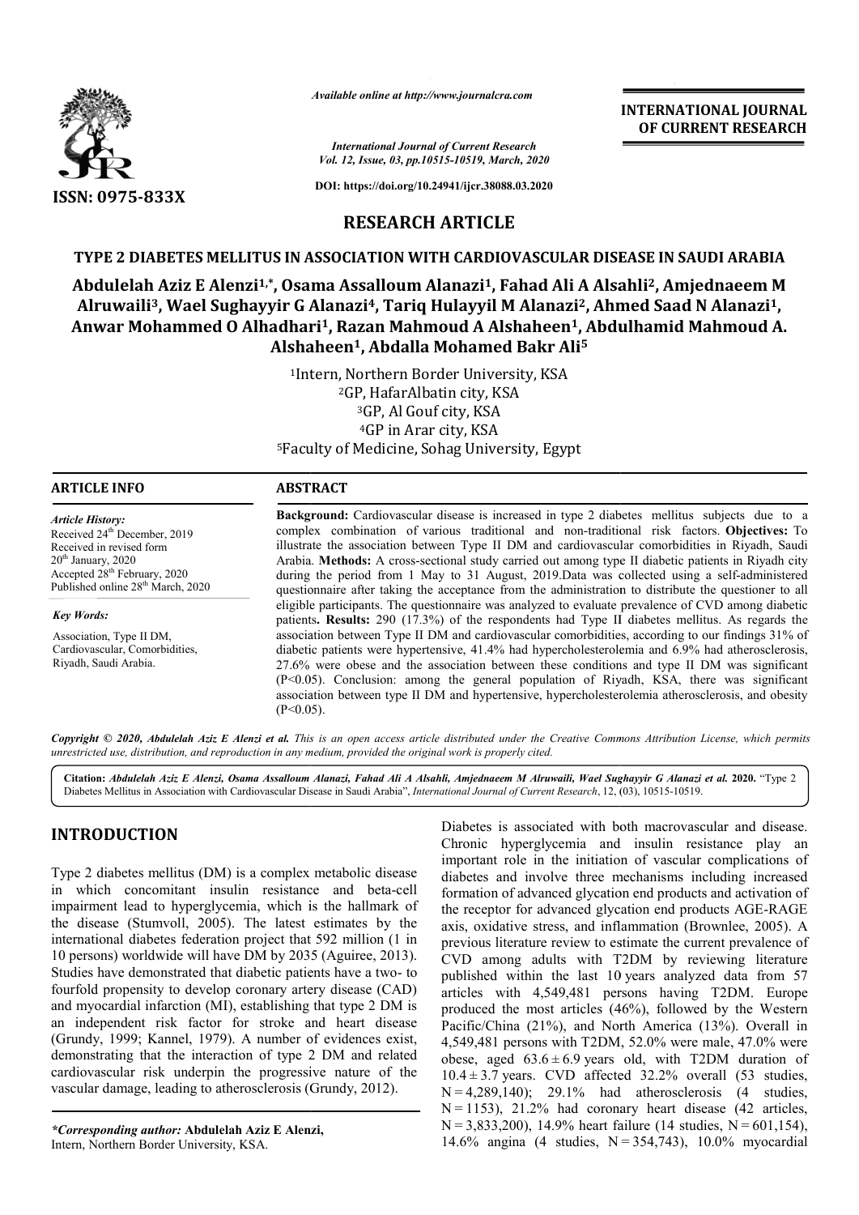*Available online at http://www.journalcra.com*

*International Journal of Current Research*
*Vol. 12, Issue, 03, pp.10515-10519, March, 2020*

**DOI: https://doi.org/10.24941/ijcr.38088.03.2020**

**ISSN: 0975-833X**

**INTERNATIONAL JOURNAL OF CURRENT RESEARCH**

# RESEARCH ARTICLE

## TYPE 2 DIABETES MELLITUS IN ASSOCIATION WITH CARDIOVASCULAR DISEASE IN SAUDI ARABIA

**Abdulelah Aziz E Alenzi[1,*], Osama Assalloum Alanazi[1], Fahad Ali A Alsahli[2], Amjednaeem M Alruwaili[3], Wael Sughayyir G Alanazi[4], Tariq Hulayyil M Alanazi[2], Ahmed Saad N Alanazi[1], Anwar Mohammed O Alhadhari[1], Razan Mahmoud A Alshaheen[1], Abdulhamid Mahmoud A. Alshaheen[1], Abdalla Mohamed Bakr Ali[5]**

[1]Intern, Northern Border University, KSA
[2]GP, HafarAlbatin city, KSA
[3]GP, Al Gouf city, KSA
[4]GP in Arar city, KSA
[5]Faculty of Medicine, Sohag University, Egypt

### ARTICLE INFO

*Article History:*
Received 24th December, 2019
Received in revised form
20th January, 2020
Accepted 28th February, 2020
Published online 28th March, 2020

*Key Words:*
Association, Type II DM, Cardiovascular, Comorbidities, Riyadh, Saudi Arabia.

### ABSTRACT

**Background:** Cardiovascular disease is increased in type 2 diabetes mellitus subjects due to a complex combination of various traditional and non-traditional risk factors. **Objectives:** To illustrate the association between Type II DM and cardiovascular comorbidities in Riyadh, Saudi Arabia. **Methods:** A cross-sectional study carried out among type II diabetic patients in Riyadh city during the period from 1 May to 31 August, 2019.Data was collected using a self-administered questionnaire after taking the acceptance from the administration to distribute the questioner to all eligible participants. The questionnaire was analyzed to evaluate prevalence of CVD among diabetic patients**. Results:** 290 (17.3%) of the respondents had Type II diabetes mellitus. As regards the association between Type II DM and cardiovascular comorbidities, according to our findings 31% of diabetic patients were hypertensive, 41.4% had hypercholesterolemia and 6.9% had atherosclerosis, 27.6% were obese and the association between these conditions and type II DM was significant ($P<0.05$). Conclusion: among the general population of Riyadh, KSA, there was significant association between type II DM and hypertensive, hypercholesterolemia atherosclerosis, and obesity ($P<0.05$).

***Copyright © 2020, Abdulelah Aziz E Alenzi et al.** This is an open access article distributed under the Creative Commons Attribution License, which permits unrestricted use, distribution, and reproduction in any medium, provided the original work is properly cited.*

**Citation:** *Abdulelah Aziz E Alenzi, Osama Assalloum Alanazi, Fahad Ali A Alsahli, Amjednaeem M Alruwaili, Wael Sughayyir G Alanazi et al.* **2020.** "Type 2 Diabetes Mellitus in Association with Cardiovascular Disease in Saudi Arabia", *International Journal of Current Research*, 12, (03), 10515-10519.

## INTRODUCTION

Type 2 diabetes mellitus (DM) is a complex metabolic disease in which concomitant insulin resistance and beta-cell impairment lead to hyperglycemia, which is the hallmark of the disease (Stumvoll, 2005). The latest estimates by the international diabetes federation project that 592 million (1 in 10 persons) worldwide will have DM by 2035 (Aguiree, 2013). Studies have demonstrated that diabetic patients have a two- to fourfold propensity to develop coronary artery disease (CAD) and myocardial infarction (MI), establishing that type 2 DM is an independent risk factor for stroke and heart disease (Grundy, 1999; Kannel, 1979). A number of evidences exist, demonstrating that the interaction of type 2 DM and related cardiovascular risk underpin the progressive nature of the vascular damage, leading to atherosclerosis (Grundy, 2012).

Diabetes is associated with both macrovascular and disease. Chronic hyperglycemia and insulin resistance play an important role in the initiation of vascular complications of diabetes and involve three mechanisms including increased formation of advanced glycation end products and activation of the receptor for advanced glycation end products AGE-RAGE axis, oxidative stress, and inflammation (Brownlee, 2005). A previous literature review to estimate the current prevalence of CVD among adults with T2DM by reviewing literature published within the last 10 years analyzed data from 57 articles with 4,549,481 persons having T2DM. Europe produced the most articles (46%), followed by the Western Pacific/China (21%), and North America (13%). Overall in 4,549,481 persons with T2DM, 52.0% were male, 47.0% were obese, aged $63.6 \pm 6.9$ years old, with T2DM duration of $10.4 \pm 3.7$ years. CVD affected 32.2% overall (53 studies, N = 4,289,140); 29.1% had atherosclerosis (4 studies, N = 1153), 21.2% had coronary heart disease (42 articles, N = 3,833,200), 14.9% heart failure (14 studies, N = 601,154), 14.6% angina (4 studies, N = 354,743), 10.0% myocardial

**\*Corresponding author: Abdulelah Aziz E Alenzi,**
Intern, Northern Border University, KSA.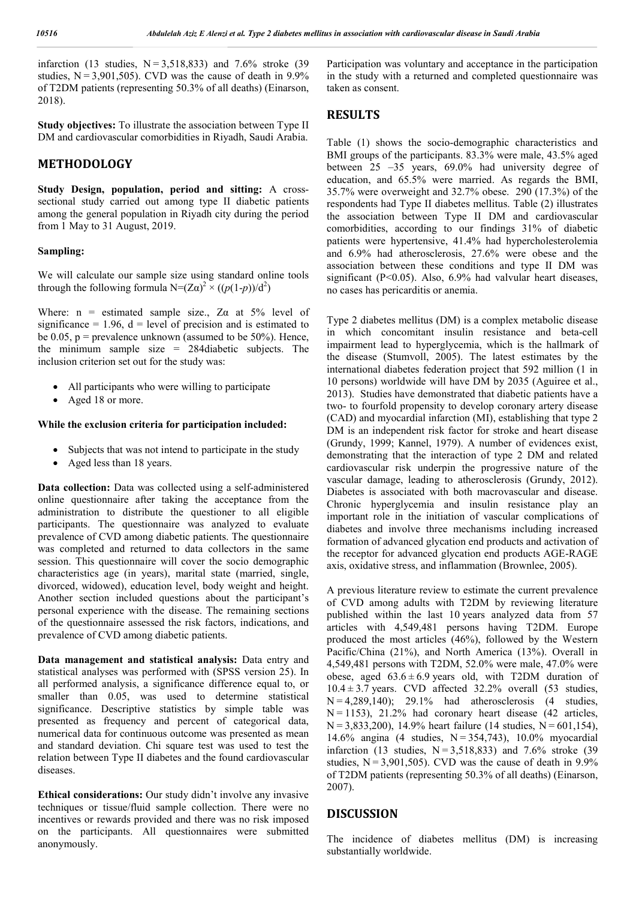infarction (13 studies, N = 3,518,833) and 7.6% stroke (39 studies, N = 3,901,505). CVD was the cause of death in 9.9% of T2DM patients (representing 50.3% of all deaths) (Einarson, 2018).

**Study objectives:** To illustrate the association between Type II DM and cardiovascular comorbidities in Riyadh, Saudi Arabia.

## METHODOLOGY

**Study Design, population, period and sitting:** A cross-sectional study carried out among type II diabetic patients among the general population in Riyadh city during the period from 1 May to 31 August, 2019.

**Sampling:**

We will calculate our sample size using standard online tools through the following formula $N=(Z\alpha)^2 \times ((p(1-p))/d^2)$

Where: n = estimated sample size., Zα at 5% level of significance = 1.96, d = level of precision and is estimated to be 0.05, p = prevalence unknown (assumed to be 50%). Hence, the minimum sample size = 284diabetic subjects. The inclusion criterion set out for the study was:

- All participants who were willing to participate
- Aged 18 or more.

**While the exclusion criteria for participation included:**

- Subjects that was not intend to participate in the study
- Aged less than 18 years.

**Data collection:** Data was collected using a self-administered online questionnaire after taking the acceptance from the administration to distribute the questioner to all eligible participants. The questionnaire was analyzed to evaluate prevalence of CVD among diabetic patients. The questionnaire was completed and returned to data collectors in the same session. This questionnaire will cover the socio demographic characteristics age (in years), marital state (married, single, divorced, widowed), education level, body weight and height. Another section included questions about the participant's personal experience with the disease. The remaining sections of the questionnaire assessed the risk factors, indications, and prevalence of CVD among diabetic patients.

**Data management and statistical analysis:** Data entry and statistical analyses was performed with (SPSS version 25). In all performed analysis, a significance difference equal to, or smaller than 0.05, was used to determine statistical significance. Descriptive statistics by simple table was presented as frequency and percent of categorical data, numerical data for continuous outcome was presented as mean and standard deviation. Chi square test was used to test the relation between Type II diabetes and the found cardiovascular diseases.

**Ethical considerations:** Our study didn't involve any invasive techniques or tissue/fluid sample collection. There were no incentives or rewards provided and there was no risk imposed on the participants. All questionnaires were submitted anonymously. Participation was voluntary and acceptance in the participation in the study with a returned and completed questionnaire was taken as consent.

## RESULTS

Table (1) shows the socio-demographic characteristics and BMI groups of the participants. 83.3% were male, 43.5% aged between 25 –35 years, 69.0% had university degree of education, and 65.5% were married. As regards the BMI, 35.7% were overweight and 32.7% obese. 290 (17.3%) of the respondents had Type II diabetes mellitus. Table (2) illustrates the association between Type II DM and cardiovascular comorbidities, according to our findings 31% of diabetic patients were hypertensive, 41.4% had hypercholesterolemia and 6.9% had atherosclerosis, 27.6% were obese and the association between these conditions and type II DM was significant ($P<0.05$). Also, 6.9% had valvular heart diseases, no cases has pericarditis or anemia.

Type 2 diabetes mellitus (DM) is a complex metabolic disease in which concomitant insulin resistance and beta-cell impairment lead to hyperglycemia, which is the hallmark of the disease (Stumvoll, 2005). The latest estimates by the international diabetes federation project that 592 million (1 in 10 persons) worldwide will have DM by 2035 (Aguiree et al., 2013). Studies have demonstrated that diabetic patients have a two- to fourfold propensity to develop coronary artery disease (CAD) and myocardial infarction (MI), establishing that type 2 DM is an independent risk factor for stroke and heart disease (Grundy, 1999; Kannel, 1979). A number of evidences exist, demonstrating that the interaction of type 2 DM and related cardiovascular risk underpin the progressive nature of the vascular damage, leading to atherosclerosis (Grundy, 2012). Diabetes is associated with both macrovascular and disease. Chronic hyperglycemia and insulin resistance play an important role in the initiation of vascular complications of diabetes and involve three mechanisms including increased formation of advanced glycation end products and activation of the receptor for advanced glycation end products AGE-RAGE axis, oxidative stress, and inflammation (Brownlee, 2005).

A previous literature review to estimate the current prevalence of CVD among adults with T2DM by reviewing literature published within the last 10 years analyzed data from 57 articles with 4,549,481 persons having T2DM. Europe produced the most articles (46%), followed by the Western Pacific/China (21%), and North America (13%). Overall in 4,549,481 persons with T2DM, 52.0% were male, 47.0% were obese, aged $63.6 \pm 6.9$ years old, with T2DM duration of $10.4 \pm 3.7$ years. CVD affected 32.2% overall (53 studies, N = 4,289,140); 29.1% had atherosclerosis (4 studies, N = 1153), 21.2% had coronary heart disease (42 articles, N = 3,833,200), 14.9% heart failure (14 studies, N = 601,154), 14.6% angina (4 studies, N = 354,743), 10.0% myocardial infarction (13 studies, N = 3,518,833) and 7.6% stroke (39 studies, N = 3,901,505). CVD was the cause of death in 9.9% of T2DM patients (representing 50.3% of all deaths) (Einarson, 2007).

## DISCUSSION

The incidence of diabetes mellitus (DM) is increasing substantially worldwide.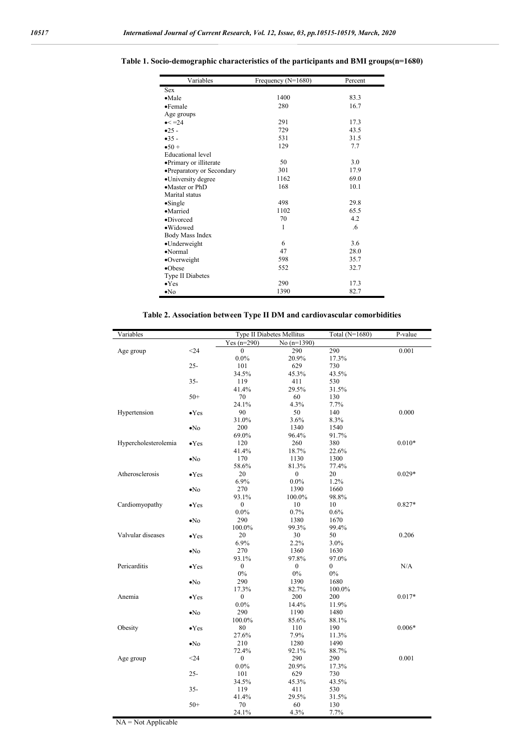**Table 1. Socio-demographic characteristics of the participants and BMI groups(n=1680)**

| Variables | Frequency (N=1680) | Percent |
|---|---|---|
| Sex | | |
| •Male | 1400 | 83.3 |
| •Female | 280 | 16.7 |
| Age groups | | |
| •< =24 | 291 | 17.3 |
| •25 - | 729 | 43.5 |
| •35 - | 531 | 31.5 |
| •50 + | 129 | 7.7 |
| Educational level | | |
| •Primary or illiterate | 50 | 3.0 |
| •Preparatory or Secondary | 301 | 17.9 |
| •University degree | 1162 | 69.0 |
| •Master or PhD | 168 | 10.1 |
| Marital status | | |
| •Single | 498 | 29.8 |
| •Married | 1102 | 65.5 |
| •Divorced | 70 | 4.2 |
| •Widowed | 1 | .6 |
| Body Mass Index | | |
| •Underweight | 6 | 3.6 |
| •Normal | 47 | 28.0 |
| •Overweight | 598 | 35.7 |
| •Obese | 552 | 32.7 |
| Type II Diabetes | | |
| •Yes | 290 | 17.3 |
| •No | 1390 | 82.7 |

**Table 2. Association between Type II DM and cardiovascular comorbidities**

| Variables | | Type II Diabetes Mellitus | | Total (N=1680) | P-value |
|---|---|---|---|---|---|
| | | Yes (n=290) | No (n=1390) | | |
| Age group | <24 | 0<br>0.0% | 290<br>20.9% | 290<br>17.3% | 0.001 |
| | 25- | 101<br>34.5% | 629<br>45.3% | 730<br>43.5% | |
| | 35- | 119<br>41.4% | 411<br>29.5% | 530<br>31.5% | |
| | 50+ | 70<br>24.1% | 60<br>4.3% | 130<br>7.7% | |
| Hypertension | •Yes | 90<br>31.0% | 50<br>3.6% | 140<br>8.3% | 0.000 |
| | •No | 200<br>69.0% | 1340<br>96.4% | 1540<br>91.7% | |
| Hypercholesterolemia | •Yes | 120<br>41.4% | 260<br>18.7% | 380<br>22.6% | 0.010* |
| | •No | 170<br>58.6% | 1130<br>81.3% | 1300<br>77.4% | |
| Atherosclerosis | •Yes | 20<br>6.9% | 0<br>0.0% | 20<br>1.2% | 0.029* |
| | •No | 270<br>93.1% | 1390<br>100.0% | 1660<br>98.8% | |
| Cardiomyopathy | •Yes | 0<br>0.0% | 10<br>0.7% | 10<br>0.6% | 0.827* |
| | •No | 290<br>100.0% | 1380<br>99.3% | 1670<br>99.4% | |
| Valvular diseases | •Yes | 20<br>6.9% | 30<br>2.2% | 50<br>3.0% | 0.206 |
| | •No | 270<br>93.1% | 1360<br>97.8% | 1630<br>97.0% | |
| Pericarditis | •Yes | 0<br>0% | 0<br>0% | 0<br>0% | N/A |
| | •No | 290<br>17.3% | 1390<br>82.7% | 1680<br>100.0% | |
| Anemia | •Yes | 0<br>0.0% | 200<br>14.4% | 200<br>11.9% | 0.017* |
| | •No | 290<br>100.0% | 1190<br>85.6% | 1480<br>88.1% | |
| Obesity | •Yes | 80<br>27.6% | 110<br>7.9% | 190<br>11.3% | 0.006* |
| | •No | 210<br>72.4% | 1280<br>92.1% | 1490<br>88.7% | |
| Age group | <24 | 0<br>0.0% | 290<br>20.9% | 290<br>17.3% | 0.001 |
| | 25- | 101<br>34.5% | 629<br>45.3% | 730<br>43.5% | |
| | 35- | 119<br>41.4% | 411<br>29.5% | 530<br>31.5% | |
| | 50+ | 70<br>24.1% | 60<br>4.3% | 130<br>7.7% | |

NA = Not Applicable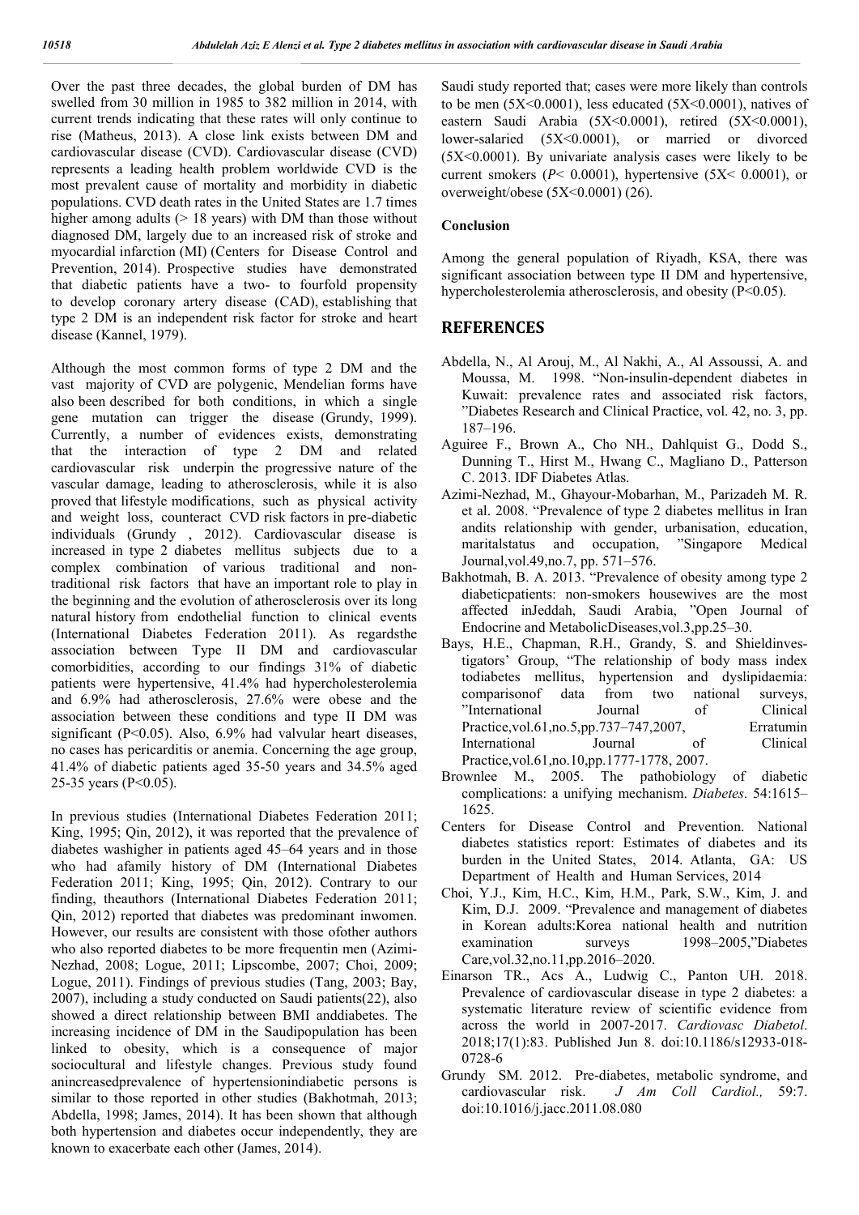Over the past three decades, the global burden of DM has swelled from 30 million in 1985 to 382 million in 2014, with current trends indicating that these rates will only continue to rise (Matheus, 2013). A close link exists between DM and cardiovascular disease (CVD). Cardiovascular disease (CVD) represents a leading health problem worldwide CVD is the most prevalent cause of mortality and morbidity in diabetic populations. CVD death rates in the United States are 1.7 times higher among adults (> 18 years) with DM than those without diagnosed DM, largely due to an increased risk of stroke and myocardial infarction (MI) (Centers for Disease Control and Prevention, 2014). Prospective studies have demonstrated that diabetic patients have a two- to fourfold propensity to develop coronary artery disease (CAD), establishing that type 2 DM is an independent risk factor for stroke and heart disease (Kannel, 1979).

Although the most common forms of type 2 DM and the vast majority of CVD are polygenic, Mendelian forms have also been described for both conditions, in which a single gene mutation can trigger the disease (Grundy, 1999). Currently, a number of evidences exists, demonstrating that the interaction of type 2 DM and related cardiovascular risk underpin the progressive nature of the vascular damage, leading to atherosclerosis, while it is also proved that lifestyle modifications, such as physical activity and weight loss, counteract CVD risk factors in pre-diabetic individuals (Grundy , 2012). Cardiovascular disease is increased in type 2 diabetes mellitus subjects due to a complex combination of various traditional and non-traditional risk factors that have an important role to play in the beginning and the evolution of atherosclerosis over its long natural history from endothelial function to clinical events (International Diabetes Federation 2011). As regardsthe association between Type II DM and cardiovascular comorbidities, according to our findings 31% of diabetic patients were hypertensive, 41.4% had hypercholesterolemia and 6.9% had atherosclerosis, 27.6% were obese and the association between these conditions and type II DM was significant (P<0.05). Also, 6.9% had valvular heart diseases, no cases has pericarditis or anemia. Concerning the age group, 41.4% of diabetic patients aged 35-50 years and 34.5% aged 25-35 years (P<0.05).

In previous studies (International Diabetes Federation 2011; King, 1995; Qin, 2012), it was reported that the prevalence of diabetes washigher in patients aged 45–64 years and in those who had afamily history of DM (International Diabetes Federation 2011; King, 1995; Qin, 2012). Contrary to our finding, theauthors (International Diabetes Federation 2011; Qin, 2012) reported that diabetes was predominant inwomen. However, our results are consistent with those ofother authors who also reported diabetes to be more frequentin men (Azimi-Nezhad, 2008; Logue, 2011; Lipscombe, 2007; Choi, 2009; Logue, 2011). Findings of previous studies (Tang, 2003; Bay, 2007), including a study conducted on Saudi patients(22), also showed a direct relationship between BMI anddiabetes. The increasing incidence of DM in the Saudipopulation has been linked to obesity, which is a consequence of major sociocultural and lifestyle changes. Previous study found anincreasedprevalence of hypertensionindiabetic persons is similar to those reported in other studies (Bakhotmah, 2013; Abdella, 1998; James, 2014). It has been shown that although both hypertension and diabetes occur independently, they are known to exacerbate each other (James, 2014).

Saudi study reported that; cases were more likely than controls to be men (5X<0.0001), less educated (5X<0.0001), natives of eastern Saudi Arabia (5X<0.0001), retired (5X<0.0001), lower-salaried (5X<0.0001), or married or divorced (5X<0.0001). By univariate analysis cases were likely to be current smokers (*P*< 0.0001), hypertensive (5X< 0.0001), or overweight/obese (5X<0.0001) (26).

**Conclusion**

Among the general population of Riyadh, KSA, there was significant association between type II DM and hypertensive, hypercholesterolemia atherosclerosis, and obesity (P<0.05).

## REFERENCES

Abdella, N., Al Arouj, M., Al Nakhi, A., Al Assoussi, A. and Moussa, M. 1998. "Non-insulin-dependent diabetes in Kuwait: prevalence rates and associated risk factors, "Diabetes Research and Clinical Practice, vol. 42, no. 3, pp. 187–196.

Aguiree F., Brown A., Cho NH., Dahlquist G., Dodd S., Dunning T., Hirst M., Hwang C., Magliano D., Patterson C. 2013. IDF Diabetes Atlas.

Azimi-Nezhad, M., Ghayour-Mobarhan, M., Parizadeh M. R. et al. 2008. "Prevalence of type 2 diabetes mellitus in Iran andits relationship with gender, urbanisation, education, maritalstatus and occupation, "Singapore Medical Journal,vol.49,no.7, pp. 571–576.

Bakhotmah, B. A. 2013. "Prevalence of obesity among type 2 diabeticpatients: non-smokers housewives are the most affected inJeddah, Saudi Arabia, "Open Journal of Endocrine and MetabolicDiseases,vol.3,pp.25–30.

Bays, H.E., Chapman, R.H., Grandy, S. and Shieldinvestigators' Group, "The relationship of body mass index todiabetes mellitus, hypertension and dyslipidaemia: comparisonof data from two national surveys, "International Journal of Clinical Practice,vol.61,no.5,pp.737–747,2007, Erratumin International Journal of Clinical Practice,vol.61,no.10,pp.1777-1778, 2007.

Brownlee M., 2005. The pathobiology of diabetic complications: a unifying mechanism. *Diabetes*. 54:1615–1625.

Centers for Disease Control and Prevention. National diabetes statistics report: Estimates of diabetes and its burden in the United States, 2014. Atlanta, GA: US Department of Health and Human Services, 2014

Choi, Y.J., Kim, H.C., Kim, H.M., Park, S.W., Kim, J. and Kim, D.J. 2009. "Prevalence and management of diabetes in Korean adults:Korea national health and nutrition examination surveys 1998–2005,"Diabetes Care,vol.32,no.11,pp.2016–2020.

Einarson TR., Acs A., Ludwig C., Panton UH. 2018. Prevalence of cardiovascular disease in type 2 diabetes: a systematic literature review of scientific evidence from across the world in 2007-2017. *Cardiovasc Diabetol*. 2018;17(1):83. Published Jun 8. doi:10.1186/s12933-018-0728-6

Grundy SM. 2012. Pre-diabetes, metabolic syndrome, and cardiovascular risk. *J Am Coll Cardiol.,* 59:7. doi:10.1016/j.jacc.2011.08.080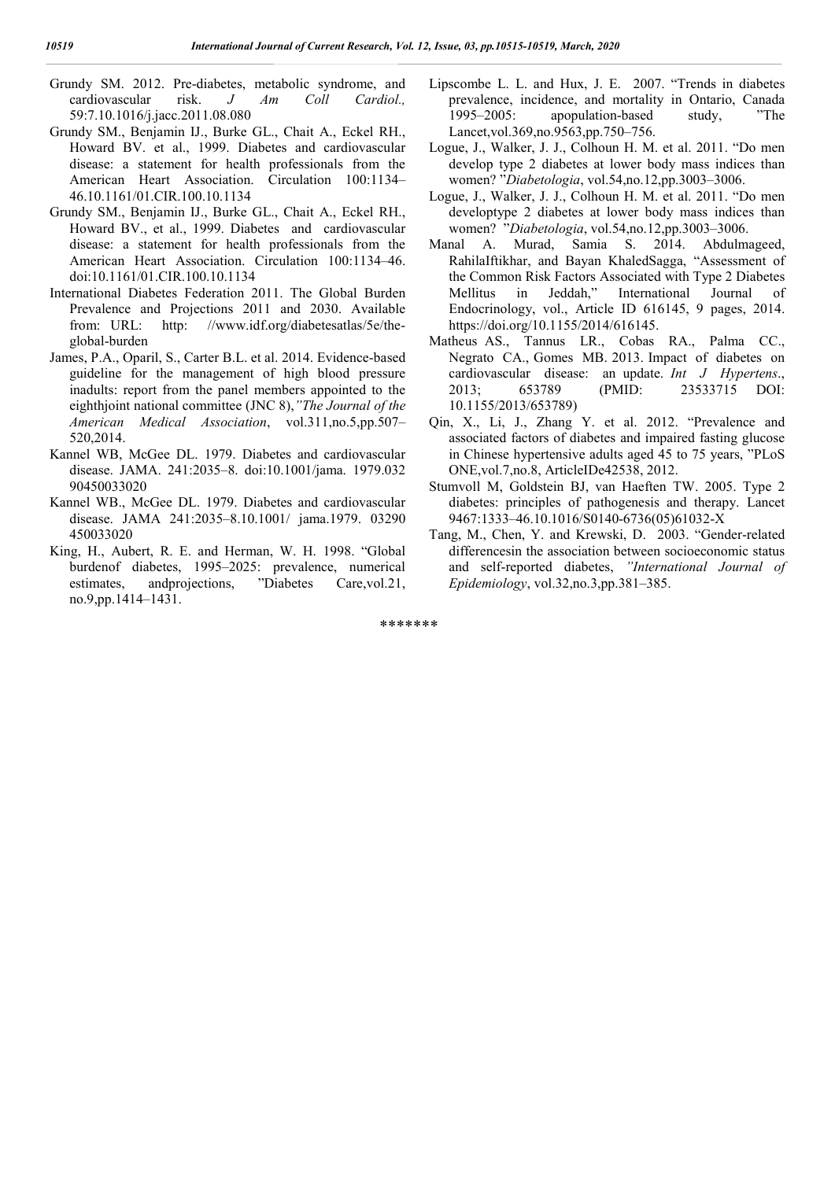Grundy SM. 2012. Pre-diabetes, metabolic syndrome, and cardiovascular risk. *J Am Coll Cardiol.,* 59:7.10.1016/j.jacc.2011.08.080

Grundy SM., Benjamin IJ., Burke GL., Chait A., Eckel RH., Howard BV. et al., 1999. Diabetes and cardiovascular disease: a statement for health professionals from the American Heart Association. Circulation 100:1134–46.10.1161/01.CIR.100.10.1134

Grundy SM., Benjamin IJ., Burke GL., Chait A., Eckel RH., Howard BV., et al., 1999. Diabetes and cardiovascular disease: a statement for health professionals from the American Heart Association. Circulation 100:1134–46. doi:10.1161/01.CIR.100.10.1134

International Diabetes Federation 2011. The Global Burden Prevalence and Projections 2011 and 2030. Available from: URL: http: //www.idf.org/diabetesatlas/5e/the-global-burden

James, P.A., Oparil, S., Carter B.L. et al. 2014. Evidence-based guideline for the management of high blood pressure inadults: report from the panel members appointed to the eighthjoint national committee (JNC 8),*"The Journal of the American Medical Association*, vol.311,no.5,pp.507–520,2014.

Kannel WB, McGee DL. 1979. Diabetes and cardiovascular disease. JAMA. 241:2035–8. doi:10.1001/jama. 1979.032 90450033020

Kannel WB., McGee DL. 1979. Diabetes and cardiovascular disease. JAMA 241:2035–8.10.1001/ jama.1979. 03290 450033020

King, H., Aubert, R. E. and Herman, W. H. 1998. "Global burdenof diabetes, 1995–2025: prevalence, numerical estimates, andprojections, "Diabetes Care,vol.21, no.9,pp.1414–1431.

Lipscombe L. L. and Hux, J. E. 2007. "Trends in diabetes prevalence, incidence, and mortality in Ontario, Canada 1995–2005: apopulation-based study, "The Lancet,vol.369,no.9563,pp.750–756.

Logue, J., Walker, J. J., Colhoun H. M. et al. 2011. "Do men develop type 2 diabetes at lower body mass indices than women? "*Diabetologia*, vol.54,no.12,pp.3003–3006.

Logue, J., Walker, J. J., Colhoun H. M. et al. 2011. "Do men developtype 2 diabetes at lower body mass indices than women? "*Diabetologia*, vol.54,no.12,pp.3003–3006.

Manal A. Murad, Samia S. 2014. Abdulmageed, RahilaIftikhar, and Bayan KhaledSagga, "Assessment of the Common Risk Factors Associated with Type 2 Diabetes Mellitus in Jeddah," International Journal of Endocrinology, vol., Article ID 616145, 9 pages, 2014. https://doi.org/10.1155/2014/616145.

Matheus AS., Tannus LR., Cobas RA., Palma CC., Negrato CA., Gomes MB. 2013. Impact of diabetes on cardiovascular disease: an update. *Int J Hypertens*., 2013; 653789 (PMID: 23533715 DOI: 10.1155/2013/653789)

Qin, X., Li, J., Zhang Y. et al. 2012. "Prevalence and associated factors of diabetes and impaired fasting glucose in Chinese hypertensive adults aged 45 to 75 years, "PLoS ONE,vol.7,no.8, ArticleIDe42538, 2012.

Stumvoll M, Goldstein BJ, van Haeften TW. 2005. Type 2 diabetes: principles of pathogenesis and therapy. Lancet 9467:1333–46.10.1016/S0140-6736(05)61032-X

Tang, M., Chen, Y. and Krewski, D. 2003. "Gender-related differencesin the association between socioeconomic status and self-reported diabetes, *"International Journal of Epidemiology*, vol.32,no.3,pp.381–385.

\*\*\*\*\*\*\*